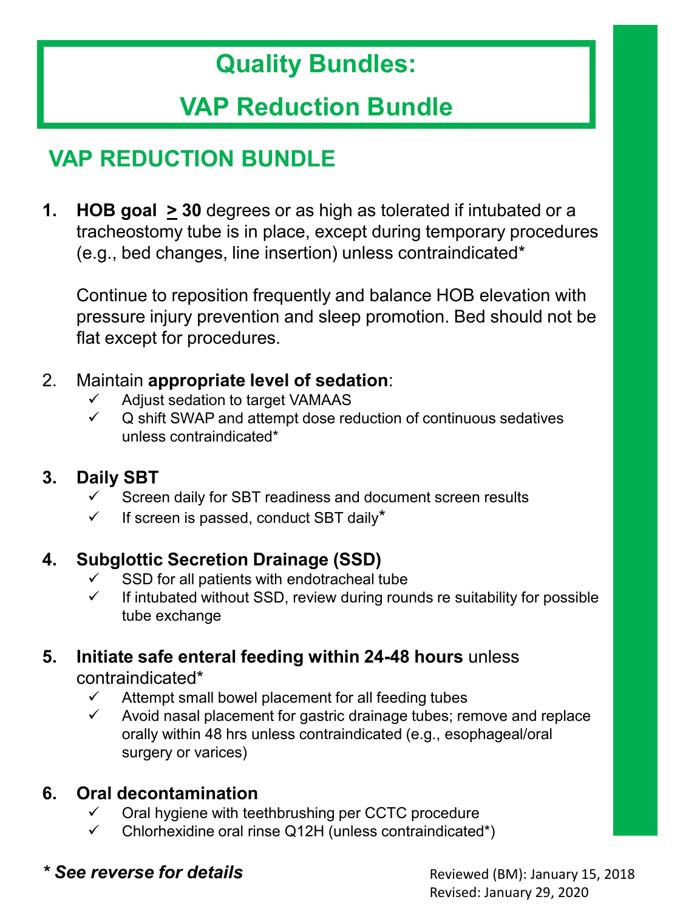# Quality Bundles:

# VAP Reduction Bundle

## VAP REDUCTION BUNDLE

1. **HOB goal ≥ 30** degrees or as high as tolerated if intubated or a tracheostomy tube is in place, except during temporary procedures (e.g., bed changes, line insertion) unless contraindicated*

   Continue to reposition frequently and balance HOB elevation with pressure injury prevention and sleep promotion. Bed should not be flat except for procedures.

2. Maintain **appropriate level of sedation**:
   - ✓ Adjust sedation to target VAMAAS
   - ✓ Q shift SWAP and attempt dose reduction of continuous sedatives unless contraindicated*

3. **Daily SBT**
   - ✓ Screen daily for SBT readiness and document screen results
   - ✓ If screen is passed, conduct SBT daily*

4. **Subglottic Secretion Drainage (SSD)**
   - ✓ SSD for all patients with endotracheal tube
   - ✓ If intubated without SSD, review during rounds re suitability for possible tube exchange

5. **Initiate safe enteral feeding within 24-48 hours** unless contraindicated*
   - ✓ Attempt small bowel placement for all feeding tubes
   - ✓ Avoid nasal placement for gastric drainage tubes; remove and replace orally within 48 hrs unless contraindicated (e.g., esophageal/oral surgery or varices)

6. **Oral decontamination**
   - ✓ Oral hygiene with teethbrushing per CCTC procedure
   - ✓ Chlorhexidine oral rinse Q12H (unless contraindicated*)

***\* See reverse for details***

Reviewed (BM): January 15, 2018
Revised: January 29, 2020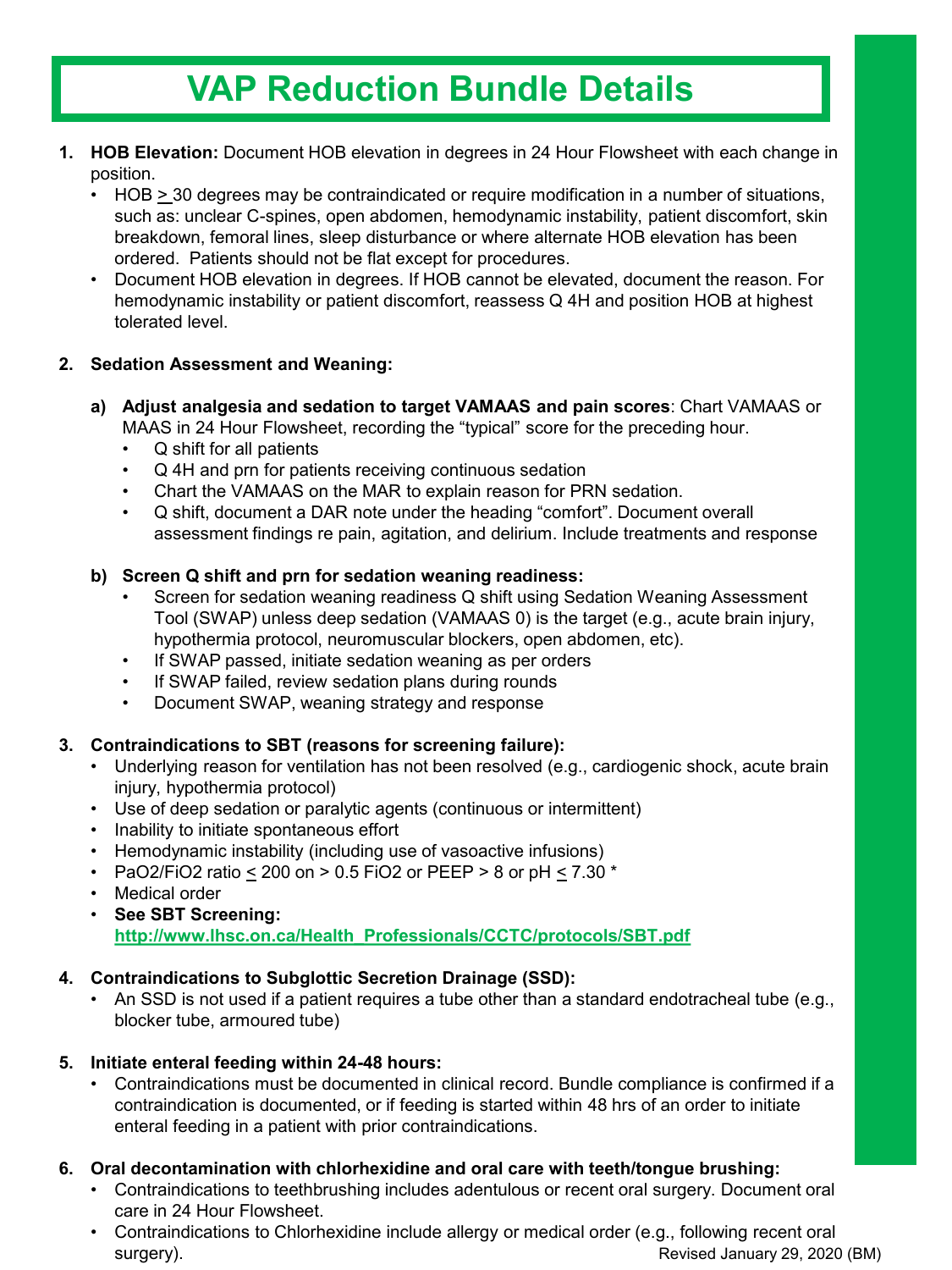# VAP Reduction Bundle Details

1. **HOB Elevation:** Document HOB elevation in degrees in 24 Hour Flowsheet with each change in position.
   - HOB ≥ 30 degrees may be contraindicated or require modification in a number of situations, such as: unclear C-spines, open abdomen, hemodynamic instability, patient discomfort, skin breakdown, femoral lines, sleep disturbance or where alternate HOB elevation has been ordered. Patients should not be flat except for procedures.
   - Document HOB elevation in degrees. If HOB cannot be elevated, document the reason. For hemodynamic instability or patient discomfort, reassess Q 4H and position HOB at highest tolerated level.

2. **Sedation Assessment and Weaning:**

   a) **Adjust analgesia and sedation to target VAMAAS and pain scores**: Chart VAMAAS or MAAS in 24 Hour Flowsheet, recording the "typical" score for the preceding hour.
      - Q shift for all patients
      - Q 4H and prn for patients receiving continuous sedation
      - Chart the VAMAAS on the MAR to explain reason for PRN sedation.
      - Q shift, document a DAR note under the heading "comfort". Document overall assessment findings re pain, agitation, and delirium. Include treatments and response

   b) **Screen Q shift and prn for sedation weaning readiness:**
      - Screen for sedation weaning readiness Q shift using Sedation Weaning Assessment Tool (SWAP) unless deep sedation (VAMAAS 0) is the target (e.g., acute brain injury, hypothermia protocol, neuromuscular blockers, open abdomen, etc).
      - If SWAP passed, initiate sedation weaning as per orders
      - If SWAP failed, review sedation plans during rounds
      - Document SWAP, weaning strategy and response

3. **Contraindications to SBT (reasons for screening failure):**
   - Underlying reason for ventilation has not been resolved (e.g., cardiogenic shock, acute brain injury, hypothermia protocol)
   - Use of deep sedation or paralytic agents (continuous or intermittent)
   - Inability to initiate spontaneous effort
   - Hemodynamic instability (including use of vasoactive infusions)
   - $PaO_2/FiO_2$ ratio ≤ 200 on > 0.5 $FiO_2$ or PEEP > 8 or pH ≤ 7.30 *
   - Medical order
   - **See SBT Screening: http://www.lhsc.on.ca/Health_Professionals/CCTC/protocols/SBT.pdf**

4. **Contraindications to Subglottic Secretion Drainage (SSD):**
   - An SSD is not used if a patient requires a tube other than a standard endotracheal tube (e.g., blocker tube, armoured tube)

5. **Initiate enteral feeding within 24-48 hours:**
   - Contraindications must be documented in clinical record. Bundle compliance is confirmed if a contraindication is documented, or if feeding is started within 48 hrs of an order to initiate enteral feeding in a patient with prior contraindications.

6. **Oral decontamination with chlorhexidine and oral care with teeth/tongue brushing:**
   - Contraindications to teethbrushing includes adentulous or recent oral surgery. Document oral care in 24 Hour Flowsheet.
   - Contraindications to Chlorhexidine include allergy or medical order (e.g., following recent oral surgery).

Revised January 29, 2020 (BM)